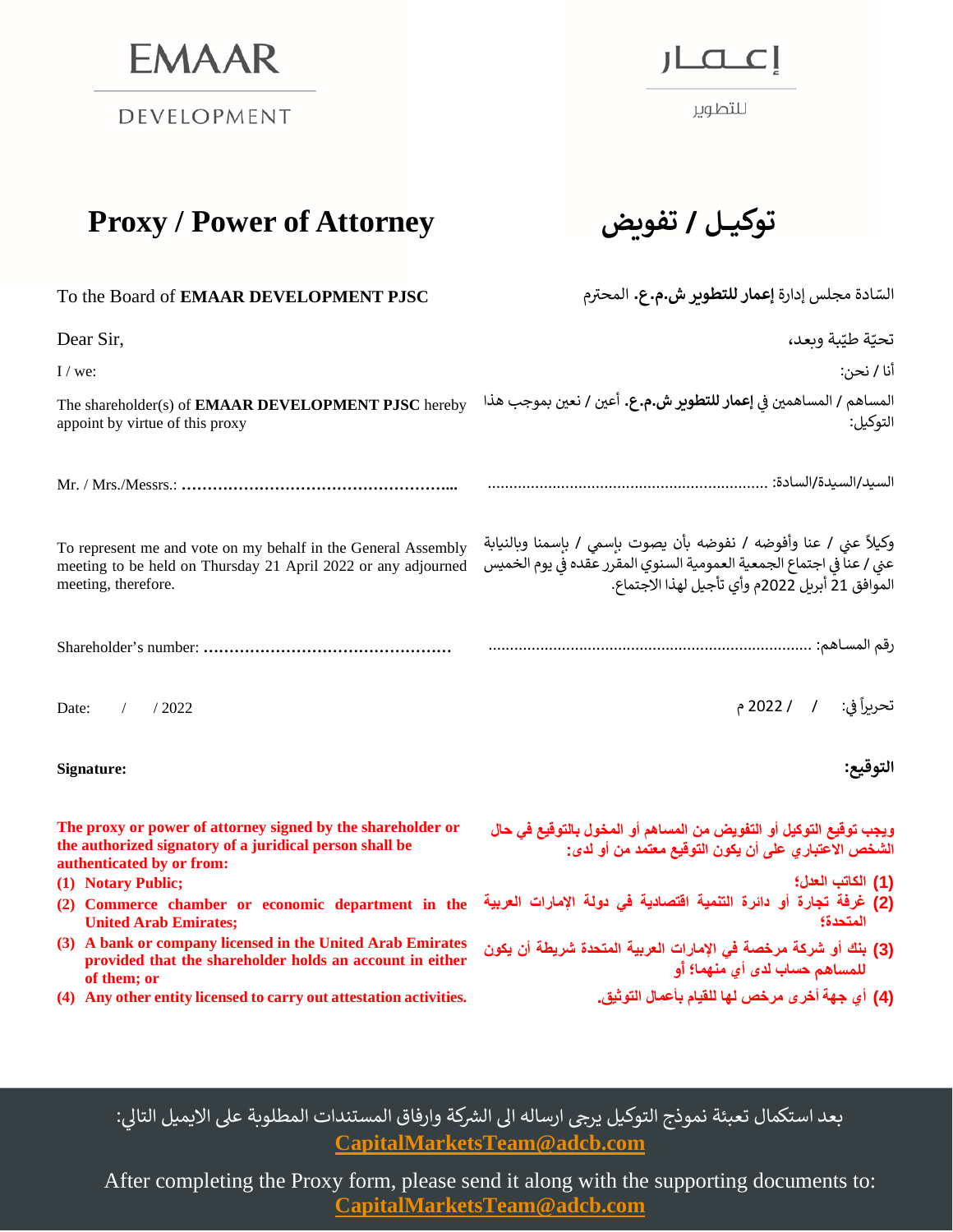EMAAR DEVELOPMENT

إعمار للتطوير

# Proxy / Power of Attorney

# توكيـل / تفويض

To the Board of **EMAAR DEVELOPMENT PJSC**

السّادة مجلس إدارة **إعمار للتطوير ش.م.ع.** المحترم

Dear Sir,

تحيّة طيّبة وبعد،

I / we:

أنا / نحن:

The shareholder(s) of **EMAAR DEVELOPMENT PJSC** hereby appoint by virtue of this proxy

المساهم / المساهمين في **إعمار للتطوير ش.م.ع.** أعين / نعين بموجب هذا التوكيل:

Mr. / Mrs./Messrs.: **……………………………………………...**

السيد/السيدة/السادة: ..................................................................

To represent me and vote on my behalf in the General Assembly meeting to be held on Thursday 21 April 2022 or any adjourned meeting, therefore.

وكيلاً عني / عنا وأفوضه / نفوضه بأن يصوت بإسمي / بإسمنا وبالنيابة عني / عنا في اجتماع الجمعية العمومية السنوي المقرر عقده في يوم الخميس الموافق 21 أبريل 2022م وأي تأجيل لهذا الاجتماع.

Shareholder's number: **…………………………………………**

رقم المساهم: ..........................................................................

Date: / / 2022

تحريراً في: / / 2022 م

**Signature:**

**التوقيع:**

**The proxy or power of attorney signed by the shareholder or the authorized signatory of a juridical person shall be authenticated by or from:**

1. **Notary Public;**
2. **Commerce chamber or economic department in the United Arab Emirates;**
3. **A bank or company licensed in the United Arab Emirates provided that the shareholder holds an account in either of them; or**
4. **Any other entity licensed to carry out attestation activities.**

**ويجب توقيع التوكيل أو التفويض من المساهم أو المخول بالتوقيع في حال الشخص الاعتباري على أن يكون التوقيع معتمد من أو لدى:**

1. **الكاتب العدل؛**
2. **غرفة تجارة أو دائرة التنمية اقتصادية في دولة الإمارات العربية المتحدة؛**
3. **بنك أو شركة مرخصة في الإمارات العربية المتحدة شريطة أن يكون للمساهم حساب لدى أي منهما؛ أو**
4. **أي جهة أخرى مرخص لها للقيام بأعمال التوثيق.**

بعد استكمال تعبئة نموذج التوكيل يرجى ارساله الى الشركة وارفاق المستندات المطلوبة على الايميل التالي:
**CapitalMarketsTeam@adcb.com**

After completing the Proxy form, please send it along with the supporting documents to:
**CapitalMarketsTeam@adcb.com**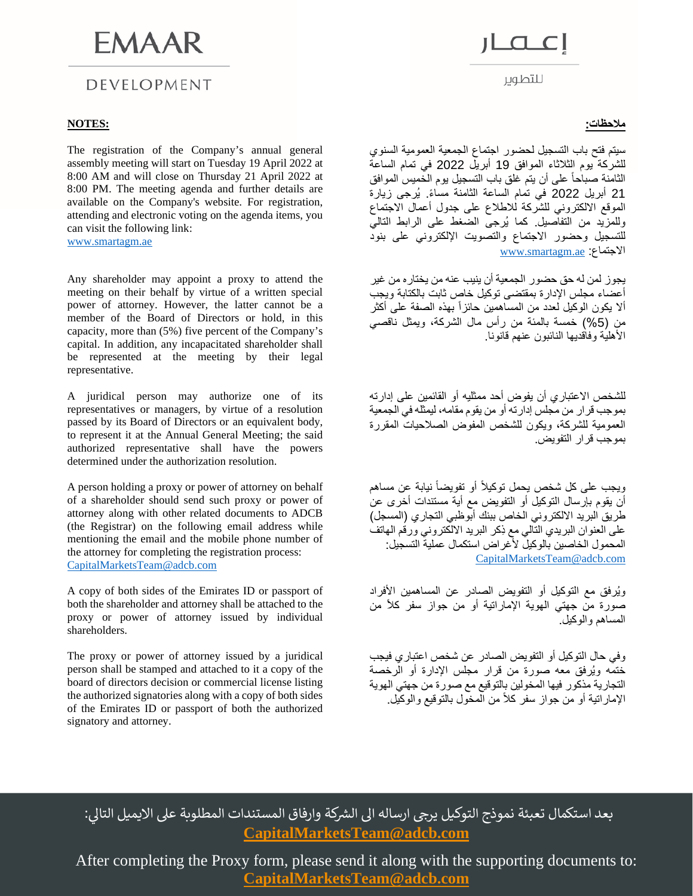**NOTES:**

The registration of the Company's annual general assembly meeting will start on Tuesday 19 April 2022 at 8:00 AM and will close on Thursday 21 April 2022 at 8:00 PM. The meeting agenda and further details are available on the Company's website. For registration, attending and electronic voting on the agenda items, you can visit the following link: www.smartagm.ae

Any shareholder may appoint a proxy to attend the meeting on their behalf by virtue of a written special power of attorney. However, the latter cannot be a member of the Board of Directors or hold, in this capacity, more than (5%) five percent of the Company's capital. In addition, any incapacitated shareholder shall be represented at the meeting by their legal representative.

A juridical person may authorize one of its representatives or managers, by virtue of a resolution passed by its Board of Directors or an equivalent body, to represent it at the Annual General Meeting; the said authorized representative shall have the powers determined under the authorization resolution.

A person holding a proxy or power of attorney on behalf of a shareholder should send such proxy or power of attorney along with other related documents to ADCB (the Registrar) on the following email address while mentioning the email and the mobile phone number of the attorney for completing the registration process: CapitalMarketsTeam@adcb.com

A copy of both sides of the Emirates ID or passport of both the shareholder and attorney shall be attached to the proxy or power of attorney issued by individual shareholders.

The proxy or power of attorney issued by a juridical person shall be stamped and attached to it a copy of the board of directors decision or commercial license listing the authorized signatories along with a copy of both sides of the Emirates ID or passport of both the authorized signatory and attorney.

**ملاحظات:**

سيتم فتح باب التسجيل لحضور اجتماع الجمعية العمومية السنوي للشركة يوم الثلاثاء الموافق 19 أبريل 2022 في تمام الساعة الثامنة صباحاً على أن يتم غلق باب التسجيل يوم الخميس الموافق 21 أبريل 2022 في تمام الساعة الثامنة مساءً. يُرجى زيارة الموقع الالكتروني للشركة للاطلاع على جدول أعمال الاجتماع وللمزيد من التفاصيل. كما يُرجى الضغط على الرابط التالي للتسجيل وحضور الاجتماع والتصويت الإلكتروني على بنود الاجتماع: www.smartagm.ae

يجوز لمن له حق حضور الجمعية أن ينيب عنه من يختاره من غير أعضاء مجلس الإدارة بمقتضى توكيل خاص ثابت بالكتابة ويجب ألا يكون الوكيل لعدد من المساهمين حائزاً بهذه الصفة على أكثر من (5%) خمسة بالمئة من رأس مال الشركة، ويمثل ناقصي الأهلية وفاقديها النائبون عنهم قانوناً.

للشخص الاعتباري أن يفوض أحد ممثليه أو القائمين على إدارته بموجب قرار من مجلس إدارته أو من يقوم مقامه، ليمثله في الجمعية العمومية للشركة، ويكون للشخص المفوض الصلاحيات المقررة بموجب قرار التفويض.

ويجب على كل شخص يحمل توكيلاً أو تفويضاً نيابة عن مساهم أن يقوم بإرسال التوكيل أو التفويض مع أية مستندات أخرى عن طريق البريد الالكتروني الخاص ببنك أبوظبي التجاري (المسجل) على العنوان البريدي التالي مع ذِكر البريد الالكتروني ورقم الهاتف المحمول الخاصين بالوكيل لأغراض استكمال عملية التسجيل: CapitalMarketsTeam@adcb.com

ويُرفق مع التوكيل أو التفويض الصادر عن المساهمين الأفراد صورة من جهتي الهوية الإماراتية أو من جواز سفر كلاً من المساهم والوكيل.

وفي حال التوكيل أو التفويض الصادر عن شخص اعتباري فيجب ختمه ويُرفق معه صورة من قرار مجلس الإدارة أو الرخصة التجارية مذكور فيها المخولين بالتوقيع مع صورة من جهتي الهوية الإماراتية أو من جواز سفر كلاً من المخول بالتوقيع والوكيل.

بعد استكمال تعبئة نموذج التوكيل يرجى ارساله الى الشركة وارفاق المستندات المطلوبة على الايميل التالي:
**CapitalMarketsTeam@adcb.com**

After completing the Proxy form, please send it along with the supporting documents to:
**CapitalMarketsTeam@adcb.com**